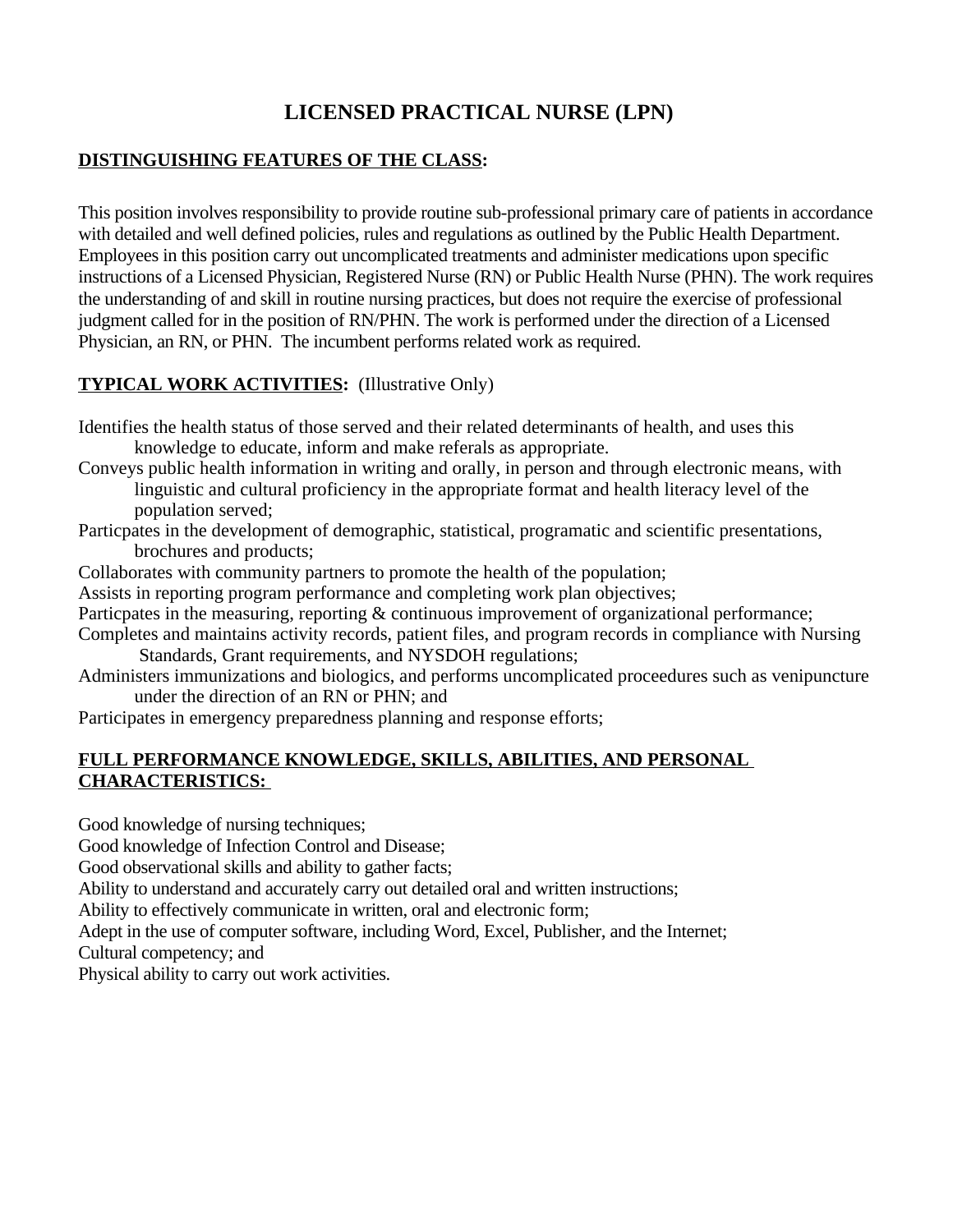# LICENSED PRACTICAL NURSE (LPN)

**DISTINGUISHING FEATURES OF THE CLASS:**

This position involves responsibility to provide routine sub-professional primary care of patients in accordance with detailed and well defined policies, rules and regulations as outlined by the Public Health Department. Employees in this position carry out uncomplicated treatments and administer medications upon specific instructions of a Licensed Physician, Registered Nurse (RN) or Public Health Nurse (PHN). The work requires the understanding of and skill in routine nursing practices, but does not require the exercise of professional judgment called for in the position of RN/PHN. The work is performed under the direction of a Licensed Physician, an RN, or PHN. The incumbent performs related work as required.

**TYPICAL WORK ACTIVITIES:** (Illustrative Only)

Identifies the health status of those served and their related determinants of health, and uses this knowledge to educate, inform and make referals as appropriate.
Conveys public health information in writing and orally, in person and through electronic means, with linguistic and cultural proficiency in the appropriate format and health literacy level of the population served;
Particpates in the development of demographic, statistical, programatic and scientific presentations, brochures and products;
Collaborates with community partners to promote the health of the population;
Assists in reporting program performance and completing work plan objectives;
Particpates in the measuring, reporting & continuous improvement of organizational performance;
Completes and maintains activity records, patient files, and program records in compliance with Nursing Standards, Grant requirements, and NYSDOH regulations;
Administers immunizations and biologics, and performs uncomplicated proceedures such as venipuncture under the direction of an RN or PHN; and
Participates in emergency preparedness planning and response efforts;

**FULL PERFORMANCE KNOWLEDGE, SKILLS, ABILITIES, AND PERSONAL CHARACTERISTICS:**

Good knowledge of nursing techniques;
Good knowledge of Infection Control and Disease;
Good observational skills and ability to gather facts;
Ability to understand and accurately carry out detailed oral and written instructions;
Ability to effectively communicate in written, oral and electronic form;
Adept in the use of computer software, including Word, Excel, Publisher, and the Internet;
Cultural competency; and
Physical ability to carry out work activities.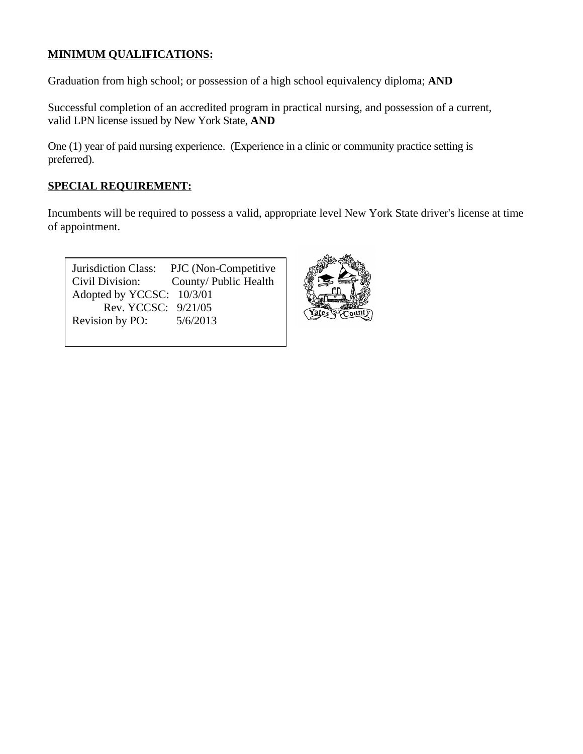## MINIMUM QUALIFICATIONS:

Graduation from high school; or possession of a high school equivalency diploma; **AND**

Successful completion of an accredited program in practical nursing, and possession of a current, valid LPN license issued by New York State, **AND**

One (1) year of paid nursing experience. (Experience in a clinic or community practice setting is preferred).

## SPECIAL REQUIREMENT:

Incumbents will be required to possess a valid, appropriate level New York State driver's license at time of appointment.

| | |
|---|---|
| Jurisdiction Class: | PJC (Non-Competitive |
| Civil Division: | County/ Public Health |
| Adopted by YCCSC: | 10/3/01 |
| Rev. YCCSC: | 9/21/05 |
| Revision by PO: | 5/6/2013 |